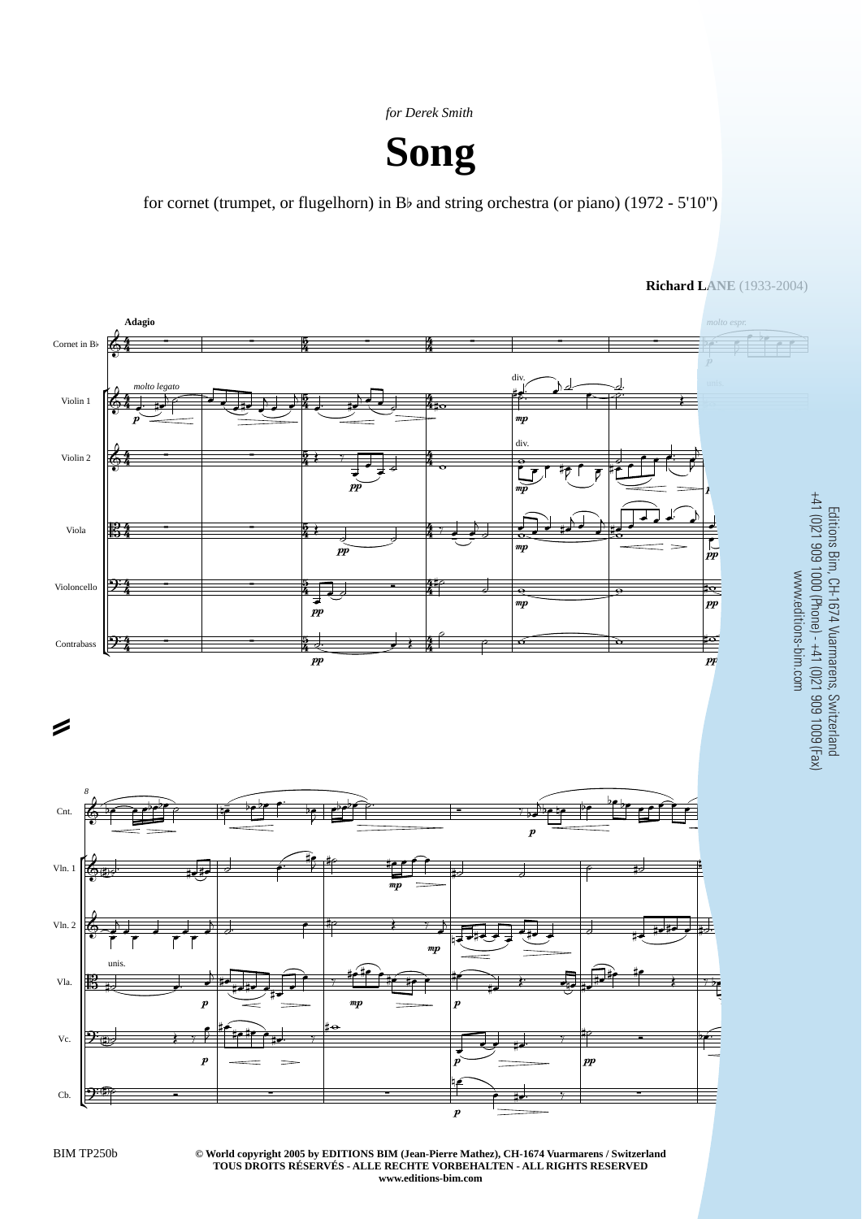*for Derek Smith*

# Song

for cornet (trumpet, or flugelhorn) in B♭ and string orchestra (or piano) (1972 - 5'10")

**Richard LANE** (1933-2004)

Editions Bim, CH-1674 Vuarmarens, Switzerland
+41 (0)21 909 1000 (Phone) - +41 (0)21 909 1009 (Fax)
www.editions-bim.com

BIM TP250b

**© World copyright 2005 by EDITIONS BIM (Jean-Pierre Mathez), CH-1674 Vuarmarens / Switzerland**
**TOUS DROITS RÉSERVÉS - ALLE RECHTE VORBEHALTEN - ALL RIGHTS RESERVED**
**www.editions-bim.com**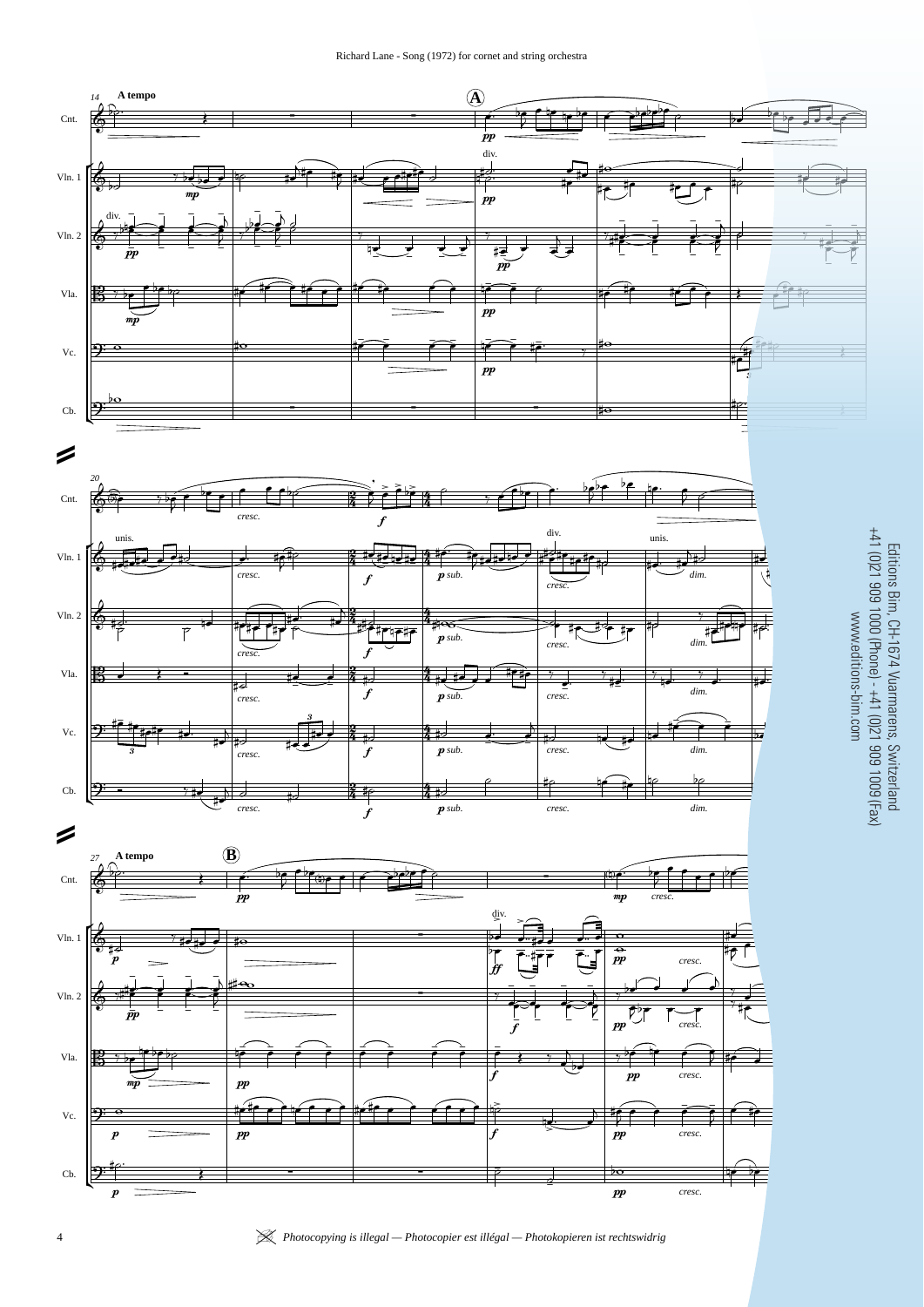Editions Bim, CH-1674 Vuarmarens, Switzerland
+41 (0)21 909 1000 (Phone) - +41 (0)21 909 1009 (Fax)
www.editions-bim.com